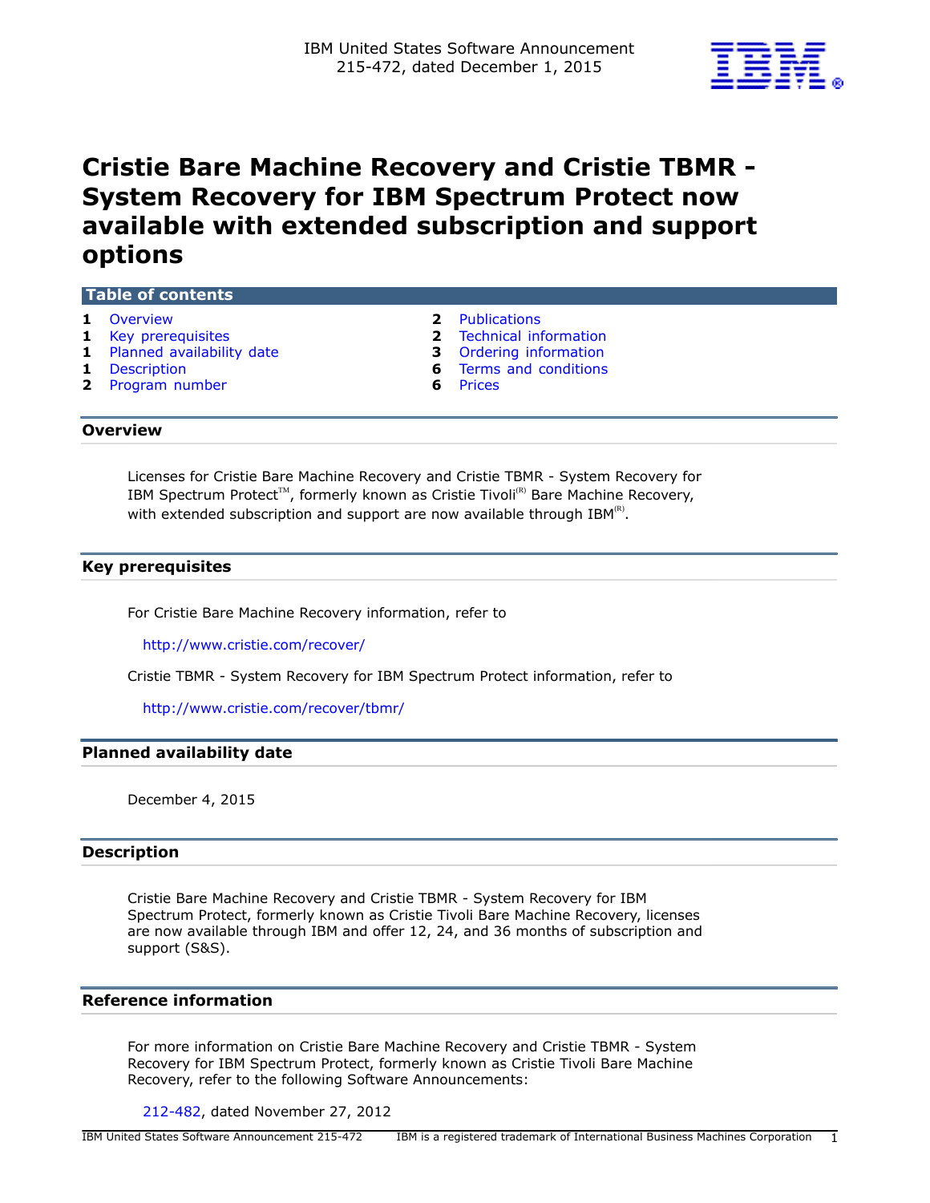IBM United States Software Announcement
215-472, dated December 1, 2015

# Cristie Bare Machine Recovery and Cristie TBMR - System Recovery for IBM Spectrum Protect now available with extended subscription and support options

**Table of contents**

| | | | |
|---|---|---|---|
| 1 | Overview | 2 | Publications |
| 1 | Key prerequisites | 2 | Technical information |
| 1 | Planned availability date | 3 | Ordering information |
| 1 | Description | 6 | Terms and conditions |
| 2 | Program number | 6 | Prices |

## Overview

Licenses for Cristie Bare Machine Recovery and Cristie TBMR - System Recovery for IBM Spectrum Protect™, formerly known as Cristie Tivoli® Bare Machine Recovery, with extended subscription and support are now available through IBM®.

## Key prerequisites

For Cristie Bare Machine Recovery information, refer to

http://www.cristie.com/recover/

Cristie TBMR - System Recovery for IBM Spectrum Protect information, refer to

http://www.cristie.com/recover/tbmr/

## Planned availability date

December 4, 2015

## Description

Cristie Bare Machine Recovery and Cristie TBMR - System Recovery for IBM Spectrum Protect, formerly known as Cristie Tivoli Bare Machine Recovery, licenses are now available through IBM and offer 12, 24, and 36 months of subscription and support (S&S).

## Reference information

For more information on Cristie Bare Machine Recovery and Cristie TBMR - System Recovery for IBM Spectrum Protect, formerly known as Cristie Tivoli Bare Machine Recovery, refer to the following Software Announcements:

212-482, dated November 27, 2012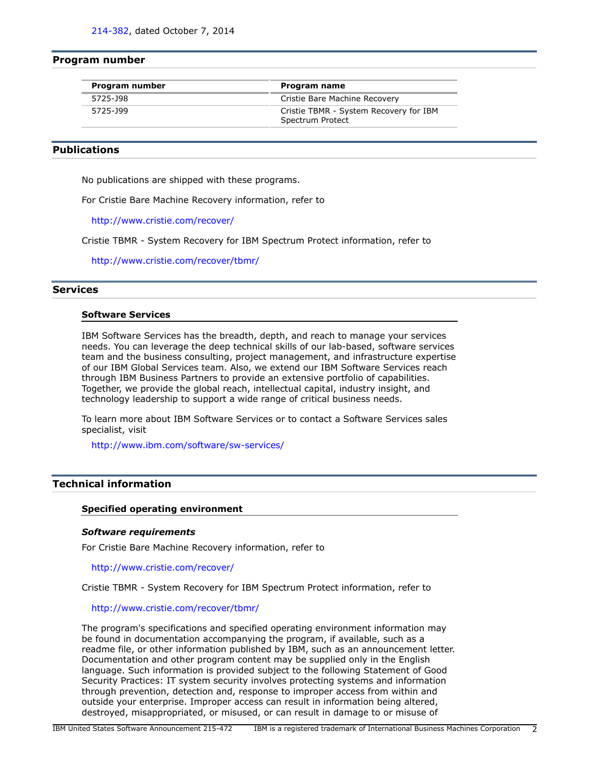214-382, dated October 7, 2014

## Program number

| Program number | Program name |
| --- | --- |
| 5725-J98 | Cristie Bare Machine Recovery |
| 5725-J99 | Cristie TBMR - System Recovery for IBM Spectrum Protect |

## Publications

No publications are shipped with these programs.

For Cristie Bare Machine Recovery information, refer to

http://www.cristie.com/recover/

Cristie TBMR - System Recovery for IBM Spectrum Protect information, refer to

http://www.cristie.com/recover/tbmr/

## Services

### Software Services

IBM Software Services has the breadth, depth, and reach to manage your services needs. You can leverage the deep technical skills of our lab-based, software services team and the business consulting, project management, and infrastructure expertise of our IBM Global Services team. Also, we extend our IBM Software Services reach through IBM Business Partners to provide an extensive portfolio of capabilities. Together, we provide the global reach, intellectual capital, industry insight, and technology leadership to support a wide range of critical business needs.

To learn more about IBM Software Services or to contact a Software Services sales specialist, visit

http://www.ibm.com/software/sw-services/

## Technical information

### Specified operating environment

***Software requirements***

For Cristie Bare Machine Recovery information, refer to

http://www.cristie.com/recover/

Cristie TBMR - System Recovery for IBM Spectrum Protect information, refer to

http://www.cristie.com/recover/tbmr/

The program's specifications and specified operating environment information may be found in documentation accompanying the program, if available, such as a readme file, or other information published by IBM, such as an announcement letter. Documentation and other program content may be supplied only in the English language. Such information is provided subject to the following Statement of Good Security Practices: IT system security involves protecting systems and information through prevention, detection and, response to improper access from within and outside your enterprise. Improper access can result in information being altered, destroyed, misappropriated, or misused, or can result in damage to or misuse of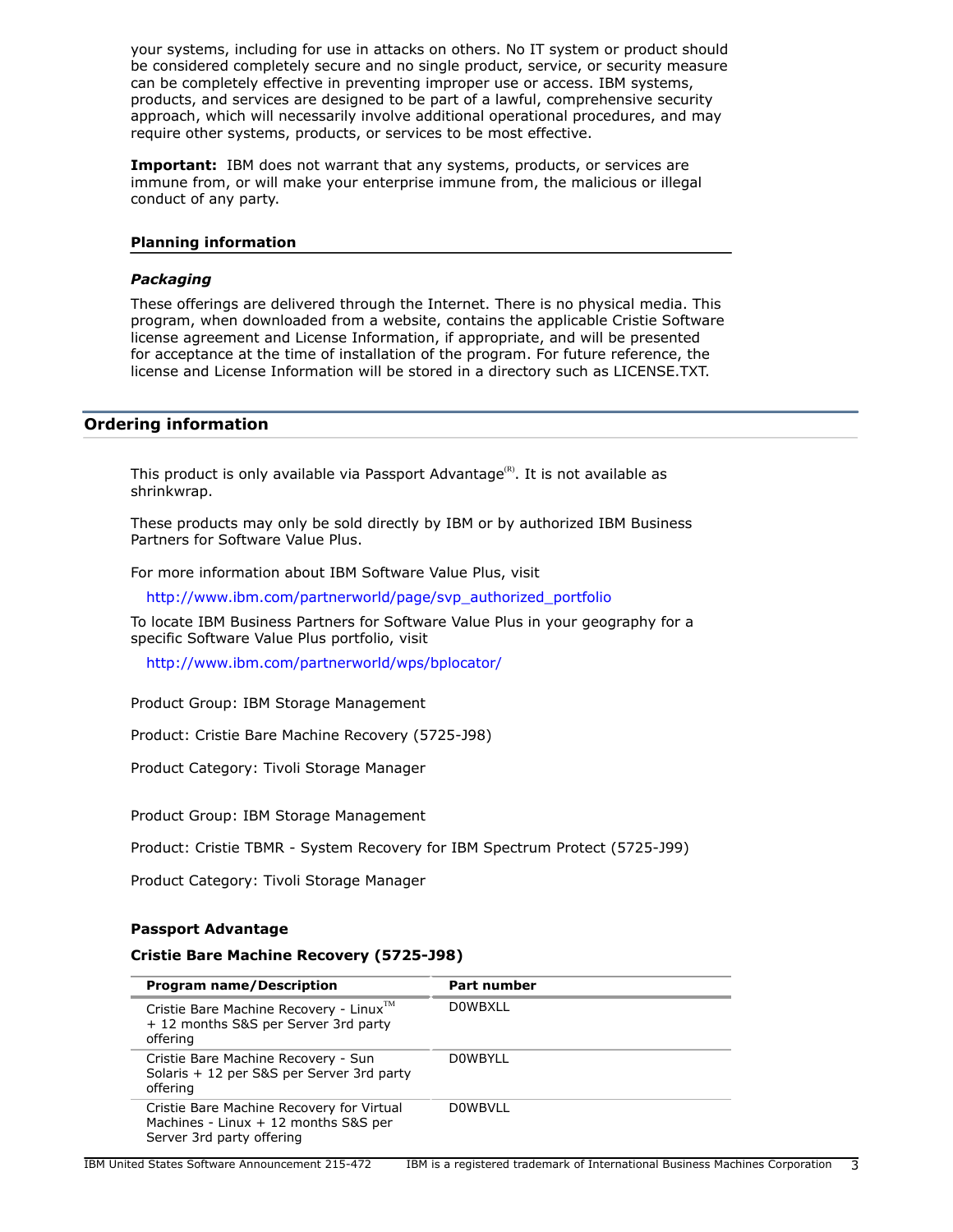your systems, including for use in attacks on others. No IT system or product should be considered completely secure and no single product, service, or security measure can be completely effective in preventing improper use or access. IBM systems, products, and services are designed to be part of a lawful, comprehensive security approach, which will necessarily involve additional operational procedures, and may require other systems, products, or services to be most effective.

**Important:** IBM does not warrant that any systems, products, or services are immune from, or will make your enterprise immune from, the malicious or illegal conduct of any party.

### Planning information

#### *Packaging*

These offerings are delivered through the Internet. There is no physical media. This program, when downloaded from a website, contains the applicable Cristie Software license agreement and License Information, if appropriate, and will be presented for acceptance at the time of installation of the program. For future reference, the license and License Information will be stored in a directory such as LICENSE.TXT.

## Ordering information

This product is only available via Passport Advantage(R). It is not available as shrinkwrap.

These products may only be sold directly by IBM or by authorized IBM Business Partners for Software Value Plus.

For more information about IBM Software Value Plus, visit

http://www.ibm.com/partnerworld/page/svp_authorized_portfolio

To locate IBM Business Partners for Software Value Plus in your geography for a specific Software Value Plus portfolio, visit

http://www.ibm.com/partnerworld/wps/bplocator/

Product Group: IBM Storage Management

Product: Cristie Bare Machine Recovery (5725-J98)

Product Category: Tivoli Storage Manager

Product Group: IBM Storage Management

Product: Cristie TBMR - System Recovery for IBM Spectrum Protect (5725-J99)

Product Category: Tivoli Storage Manager

### Passport Advantage

### Cristie Bare Machine Recovery (5725-J98)

| Program name/Description | Part number |
|---|---|
| Cristie Bare Machine Recovery - Linux(TM) + 12 months S&S per Server 3rd party offering | D0WBXLL |
| Cristie Bare Machine Recovery - Sun Solaris + 12 per S&S per Server 3rd party offering | D0WBYLL |
| Cristie Bare Machine Recovery for Virtual Machines - Linux + 12 months S&S per Server 3rd party offering | D0WBVLL |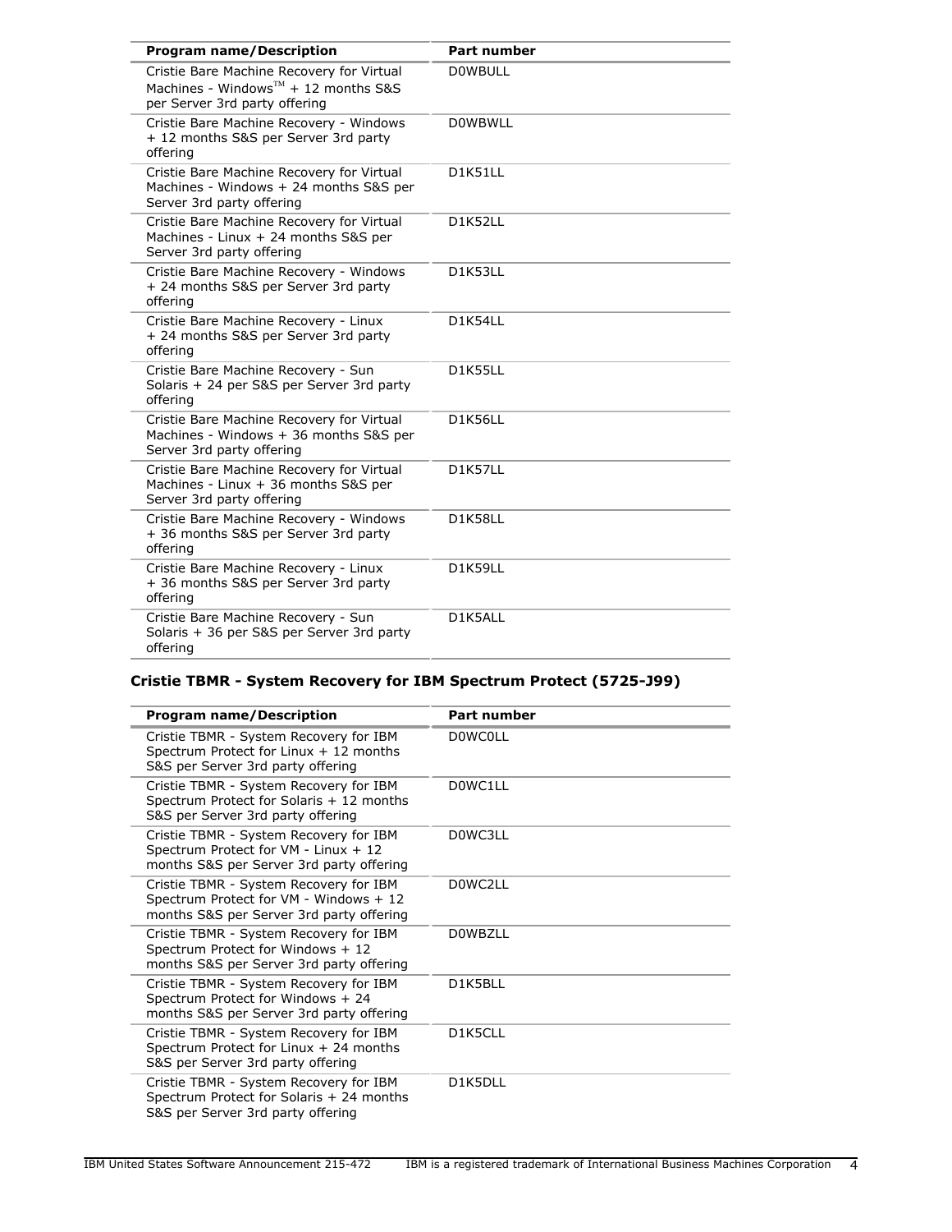| Program name/Description | Part number |
| --- | --- |
| Cristie Bare Machine Recovery for Virtual Machines - Windows™ + 12 months S&S per Server 3rd party offering | D0WBULL |
| Cristie Bare Machine Recovery - Windows + 12 months S&S per Server 3rd party offering | D0WBWLL |
| Cristie Bare Machine Recovery for Virtual Machines - Windows + 24 months S&S per Server 3rd party offering | D1K51LL |
| Cristie Bare Machine Recovery for Virtual Machines - Linux + 24 months S&S per Server 3rd party offering | D1K52LL |
| Cristie Bare Machine Recovery - Windows + 24 months S&S per Server 3rd party offering | D1K53LL |
| Cristie Bare Machine Recovery - Linux + 24 months S&S per Server 3rd party offering | D1K54LL |
| Cristie Bare Machine Recovery - Sun Solaris + 24 per S&S per Server 3rd party offering | D1K55LL |
| Cristie Bare Machine Recovery for Virtual Machines - Windows + 36 months S&S per Server 3rd party offering | D1K56LL |
| Cristie Bare Machine Recovery for Virtual Machines - Linux + 36 months S&S per Server 3rd party offering | D1K57LL |
| Cristie Bare Machine Recovery - Windows + 36 months S&S per Server 3rd party offering | D1K58LL |
| Cristie Bare Machine Recovery - Linux + 36 months S&S per Server 3rd party offering | D1K59LL |
| Cristie Bare Machine Recovery - Sun Solaris + 36 per S&S per Server 3rd party offering | D1K5ALL |

### Cristie TBMR - System Recovery for IBM Spectrum Protect (5725-J99)

| Program name/Description | Part number |
| --- | --- |
| Cristie TBMR - System Recovery for IBM Spectrum Protect for Linux + 12 months S&S per Server 3rd party offering | D0WC0LL |
| Cristie TBMR - System Recovery for IBM Spectrum Protect for Solaris + 12 months S&S per Server 3rd party offering | D0WC1LL |
| Cristie TBMR - System Recovery for IBM Spectrum Protect for VM - Linux + 12 months S&S per Server 3rd party offering | D0WC3LL |
| Cristie TBMR - System Recovery for IBM Spectrum Protect for VM - Windows + 12 months S&S per Server 3rd party offering | D0WC2LL |
| Cristie TBMR - System Recovery for IBM Spectrum Protect for Windows + 12 months S&S per Server 3rd party offering | D0WBZLL |
| Cristie TBMR - System Recovery for IBM Spectrum Protect for Windows + 24 months S&S per Server 3rd party offering | D1K5BLL |
| Cristie TBMR - System Recovery for IBM Spectrum Protect for Linux + 24 months S&S per Server 3rd party offering | D1K5CLL |
| Cristie TBMR - System Recovery for IBM Spectrum Protect for Solaris + 24 months S&S per Server 3rd party offering | D1K5DLL |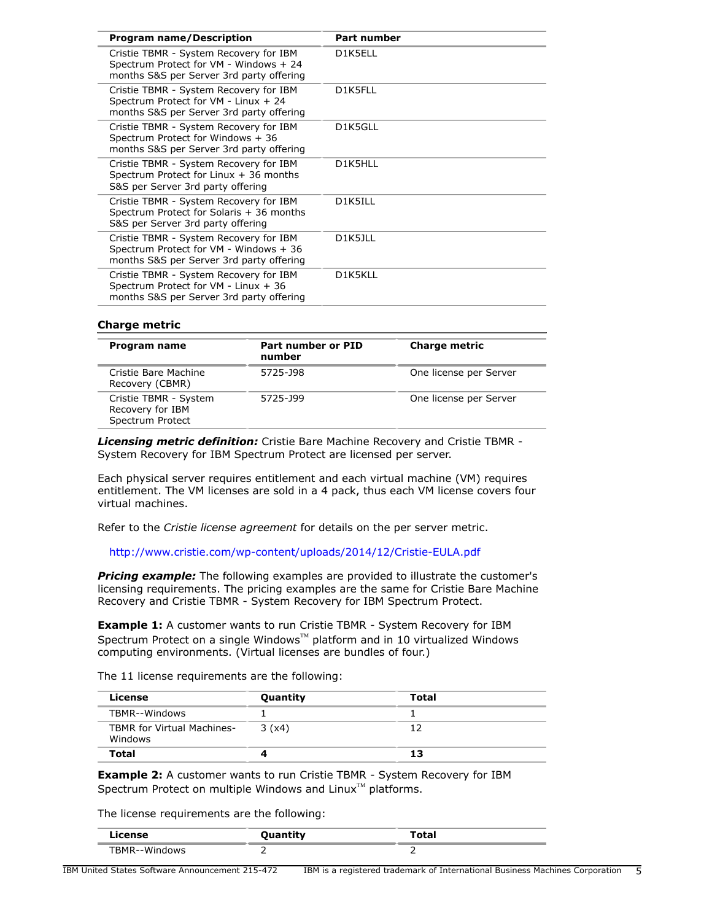| Program name/Description | Part number |
| --- | --- |
| Cristie TBMR - System Recovery for IBM Spectrum Protect for VM - Windows + 24 months S&S per Server 3rd party offering | D1K5ELL |
| Cristie TBMR - System Recovery for IBM Spectrum Protect for VM - Linux + 24 months S&S per Server 3rd party offering | D1K5FLL |
| Cristie TBMR - System Recovery for IBM Spectrum Protect for Windows + 36 months S&S per Server 3rd party offering | D1K5GLL |
| Cristie TBMR - System Recovery for IBM Spectrum Protect for Linux + 36 months S&S per Server 3rd party offering | D1K5HLL |
| Cristie TBMR - System Recovery for IBM Spectrum Protect for Solaris + 36 months S&S per Server 3rd party offering | D1K5ILL |
| Cristie TBMR - System Recovery for IBM Spectrum Protect for VM - Windows + 36 months S&S per Server 3rd party offering | D1K5JLL |
| Cristie TBMR - System Recovery for IBM Spectrum Protect for VM - Linux + 36 months S&S per Server 3rd party offering | D1K5KLL |

### Charge metric

| Program name | Part number or PID number | Charge metric |
| --- | --- | --- |
| Cristie Bare Machine Recovery (CBMR) | 5725-J98 | One license per Server |
| Cristie TBMR - System Recovery for IBM Spectrum Protect | 5725-J99 | One license per Server |

***Licensing metric definition:*** Cristie Bare Machine Recovery and Cristie TBMR - System Recovery for IBM Spectrum Protect are licensed per server.

Each physical server requires entitlement and each virtual machine (VM) requires entitlement. The VM licenses are sold in a 4 pack, thus each VM license covers four virtual machines.

Refer to the *Cristie license agreement* for details on the per server metric.

http://www.cristie.com/wp-content/uploads/2014/12/Cristie-EULA.pdf

***Pricing example:*** The following examples are provided to illustrate the customer's licensing requirements. The pricing examples are the same for Cristie Bare Machine Recovery and Cristie TBMR - System Recovery for IBM Spectrum Protect.

**Example 1:** A customer wants to run Cristie TBMR - System Recovery for IBM Spectrum Protect on a single Windows™ platform and in 10 virtualized Windows computing environments. (Virtual licenses are bundles of four.)

The 11 license requirements are the following:

| License | Quantity | Total |
| --- | --- | --- |
| TBMR--Windows | 1 | 1 |
| TBMR for Virtual Machines-Windows | 3 (x4) | 12 |
| **Total** | **4** | **13** |

**Example 2:** A customer wants to run Cristie TBMR - System Recovery for IBM Spectrum Protect on multiple Windows and Linux™ platforms.

The license requirements are the following:

| License | Quantity | Total |
| --- | --- | --- |
| TBMR--Windows | 2 | 2 |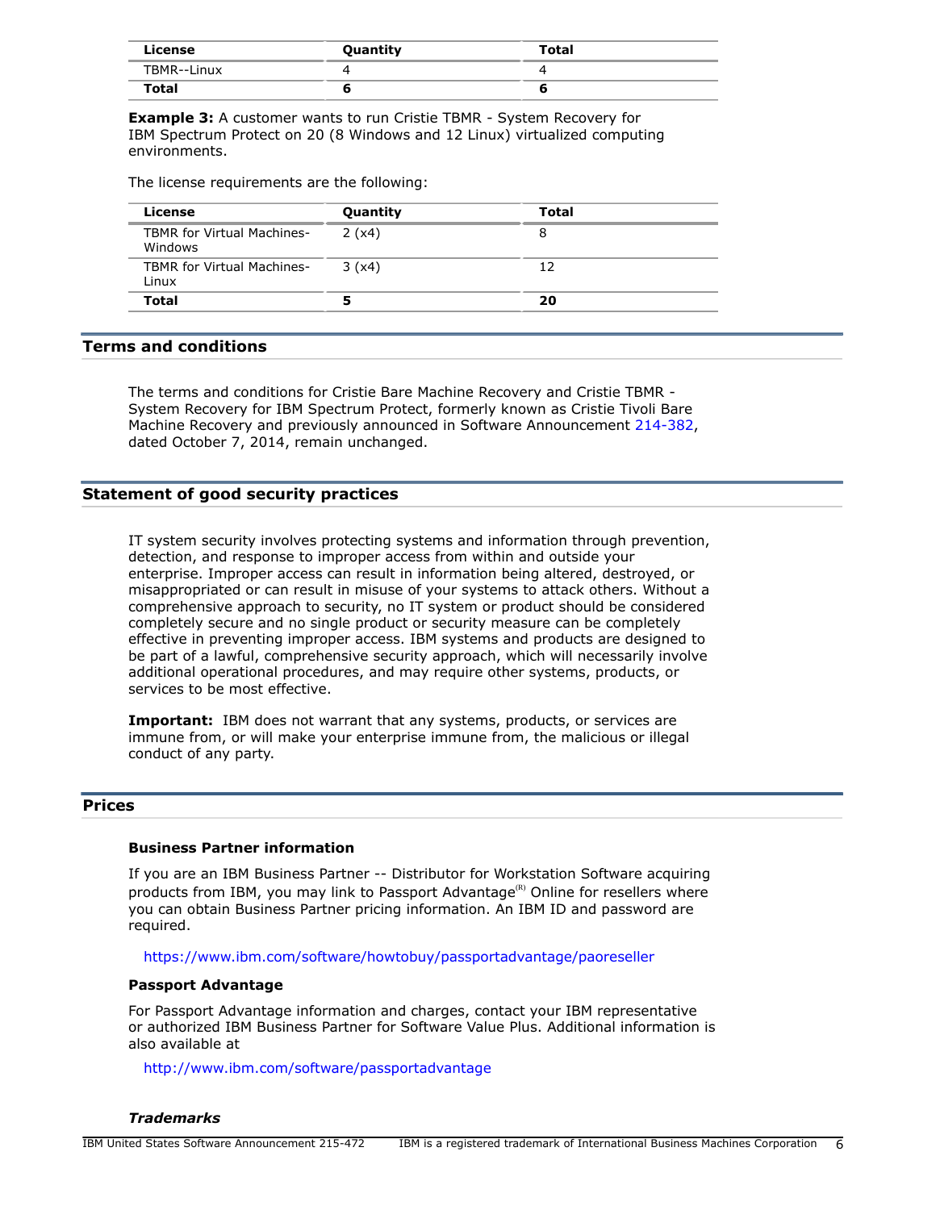| License | Quantity | Total |
|---|---|---|
| TBMR--Linux | 4 | 4 |
| **Total** | **6** | **6** |

**Example 3:** A customer wants to run Cristie TBMR - System Recovery for IBM Spectrum Protect on 20 (8 Windows and 12 Linux) virtualized computing environments.

The license requirements are the following:

| License | Quantity | Total |
|---|---|---|
| TBMR for Virtual Machines-Windows | 2 (x4) | 8 |
| TBMR for Virtual Machines-Linux | 3 (x4) | 12 |
| **Total** | **5** | **20** |

## Terms and conditions

The terms and conditions for Cristie Bare Machine Recovery and Cristie TBMR - System Recovery for IBM Spectrum Protect, formerly known as Cristie Tivoli Bare Machine Recovery and previously announced in Software Announcement 214-382, dated October 7, 2014, remain unchanged.

## Statement of good security practices

IT system security involves protecting systems and information through prevention, detection, and response to improper access from within and outside your enterprise. Improper access can result in information being altered, destroyed, or misappropriated or can result in misuse of your systems to attack others. Without a comprehensive approach to security, no IT system or product should be considered completely secure and no single product or security measure can be completely effective in preventing improper access. IBM systems and products are designed to be part of a lawful, comprehensive security approach, which will necessarily involve additional operational procedures, and may require other systems, products, or services to be most effective.

**Important:** IBM does not warrant that any systems, products, or services are immune from, or will make your enterprise immune from, the malicious or illegal conduct of any party.

## Prices

### Business Partner information

If you are an IBM Business Partner -- Distributor for Workstation Software acquiring products from IBM, you may link to Passport Advantage(R) Online for resellers where you can obtain Business Partner pricing information. An IBM ID and password are required.

https://www.ibm.com/software/howtobuy/passportadvantage/paoreseller

### Passport Advantage

For Passport Advantage information and charges, contact your IBM representative or authorized IBM Business Partner for Software Value Plus. Additional information is also available at

http://www.ibm.com/software/passportadvantage

***Trademarks***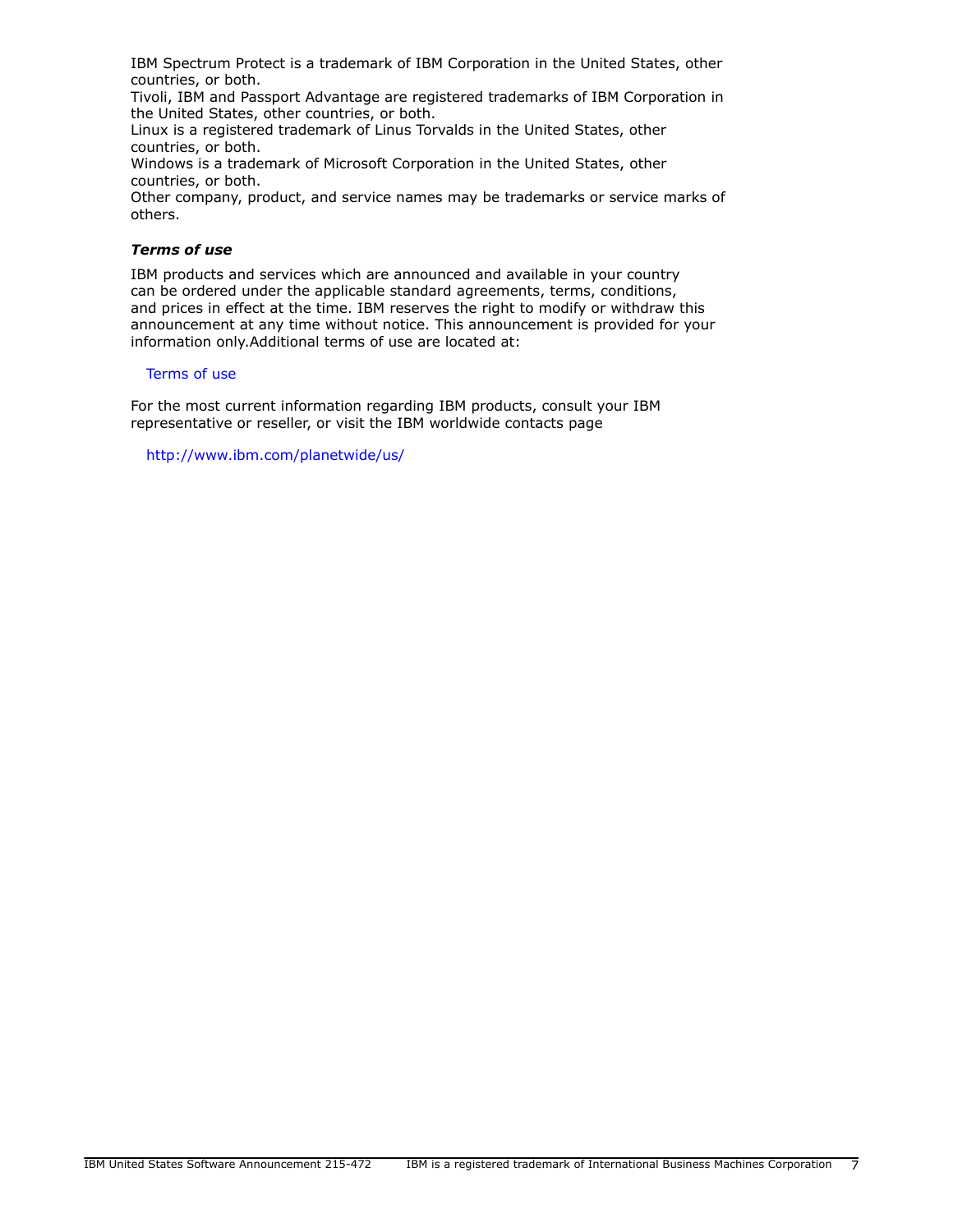IBM Spectrum Protect is a trademark of IBM Corporation in the United States, other countries, or both.
Tivoli, IBM and Passport Advantage are registered trademarks of IBM Corporation in the United States, other countries, or both.
Linux is a registered trademark of Linus Torvalds in the United States, other countries, or both.
Windows is a trademark of Microsoft Corporation in the United States, other countries, or both.
Other company, product, and service names may be trademarks or service marks of others.

***Terms of use***

IBM products and services which are announced and available in your country can be ordered under the applicable standard agreements, terms, conditions, and prices in effect at the time. IBM reserves the right to modify or withdraw this announcement at any time without notice. This announcement is provided for your information only.Additional terms of use are located at:

Terms of use

For the most current information regarding IBM products, consult your IBM representative or reseller, or visit the IBM worldwide contacts page

http://www.ibm.com/planetwide/us/